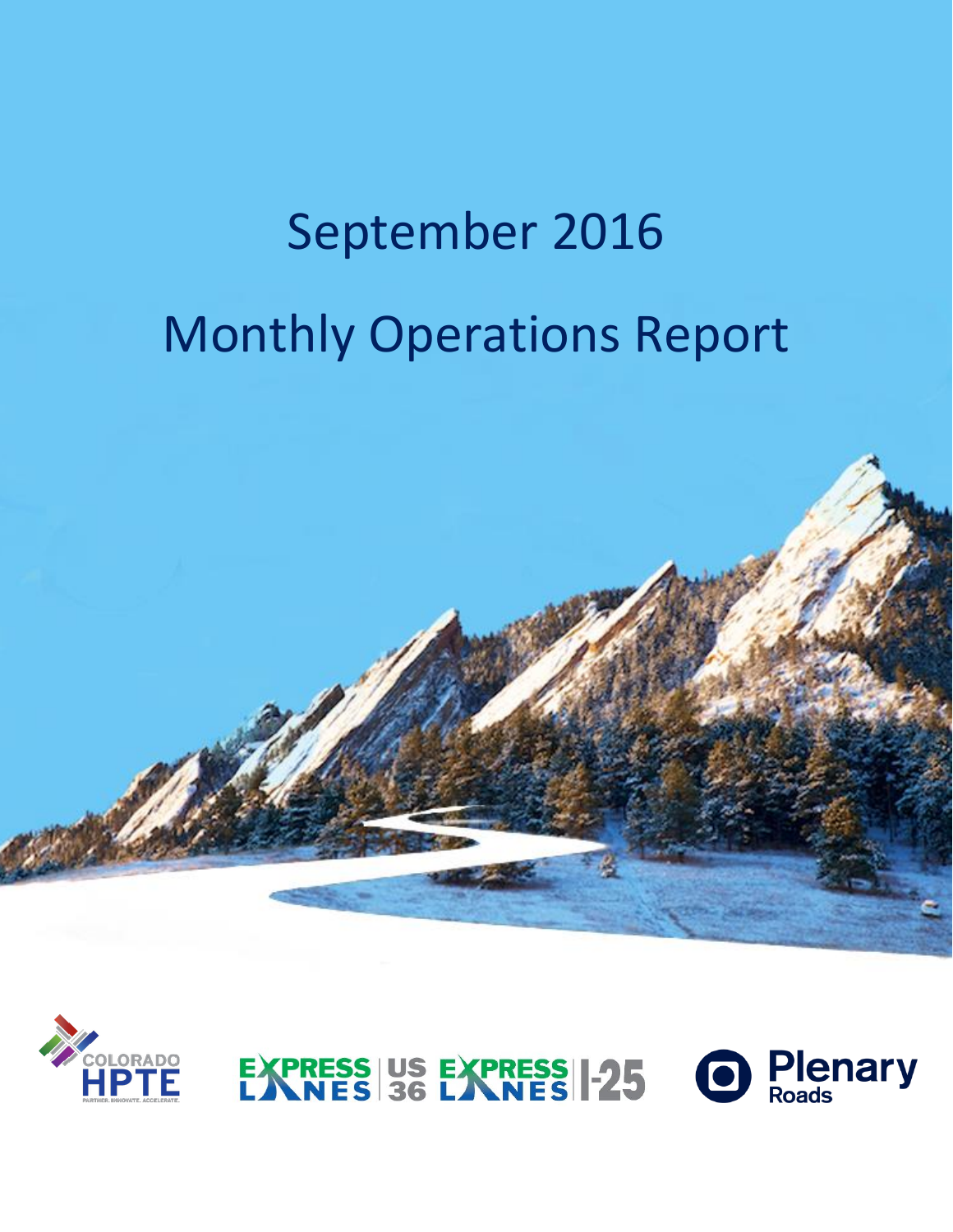# September 2016

# Monthly Operations Report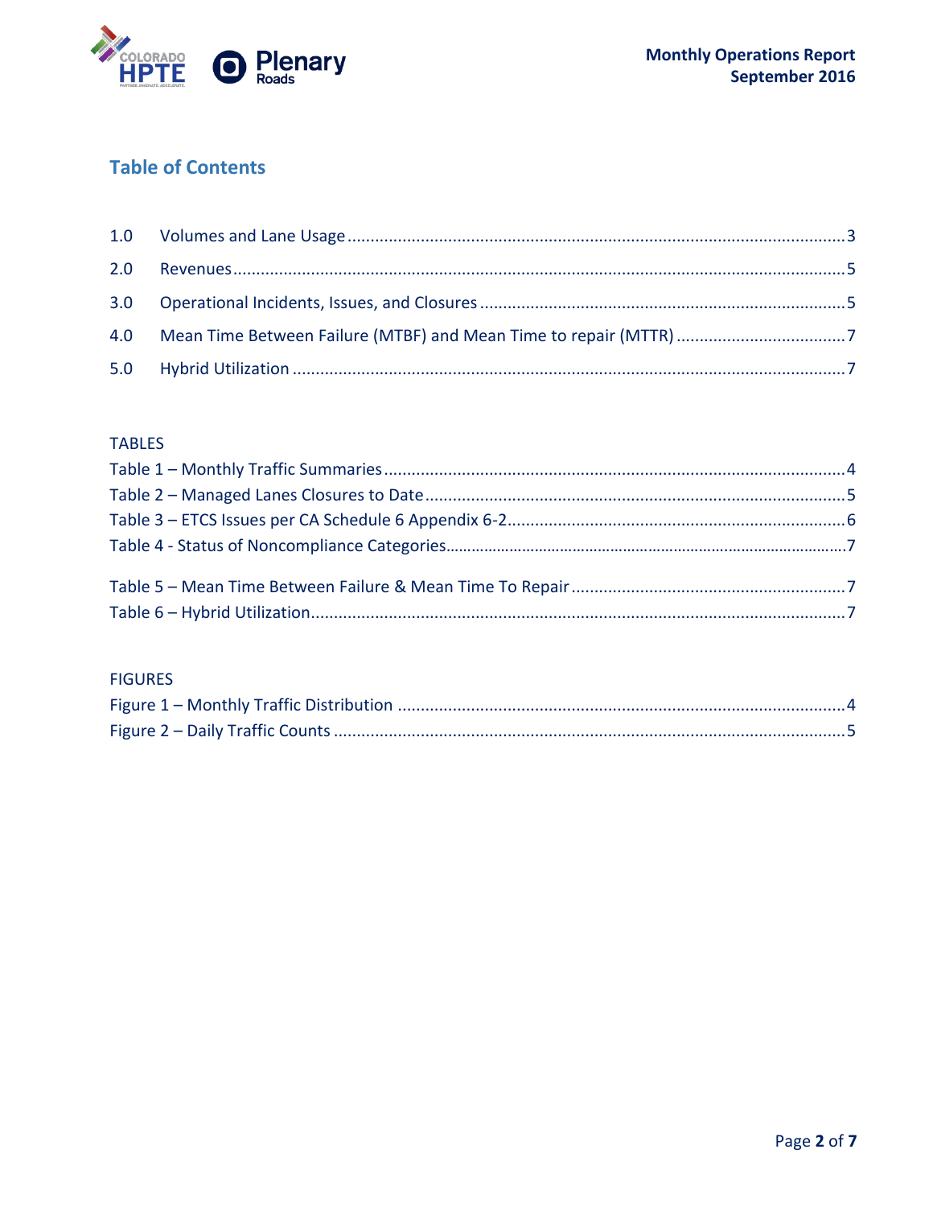## Table of Contents

1.0 Volumes and Lane Usage ........................................................................................................ 3

2.0 Revenues .................................................................................................................................. 5

3.0 Operational Incidents, Issues, and Closures .............................................................................. 5

4.0 Mean Time Between Failure (MTBF) and Mean Time to repair (MTTR) .................................... 7

5.0 Hybrid Utilization ...................................................................................................................... 7

TABLES

Table 1 – Monthly Traffic Summaries ............................................................................................ 4

Table 2 – Managed Lanes Closures to Date .................................................................................. 5

Table 3 – ETCS Issues per CA Schedule 6 Appendix 6-2 ................................................................ 6

Table 4 - Status of Noncompliance Categories .............................................................................. 7

Table 5 – Mean Time Between Failure & Mean Time To Repair ................................................... 7

Table 6 – Hybrid Utilization ........................................................................................................... 7

FIGURES

Figure 1 – Monthly Traffic Distribution ......................................................................................... 4

Figure 2 – Daily Traffic Counts ....................................................................................................... 5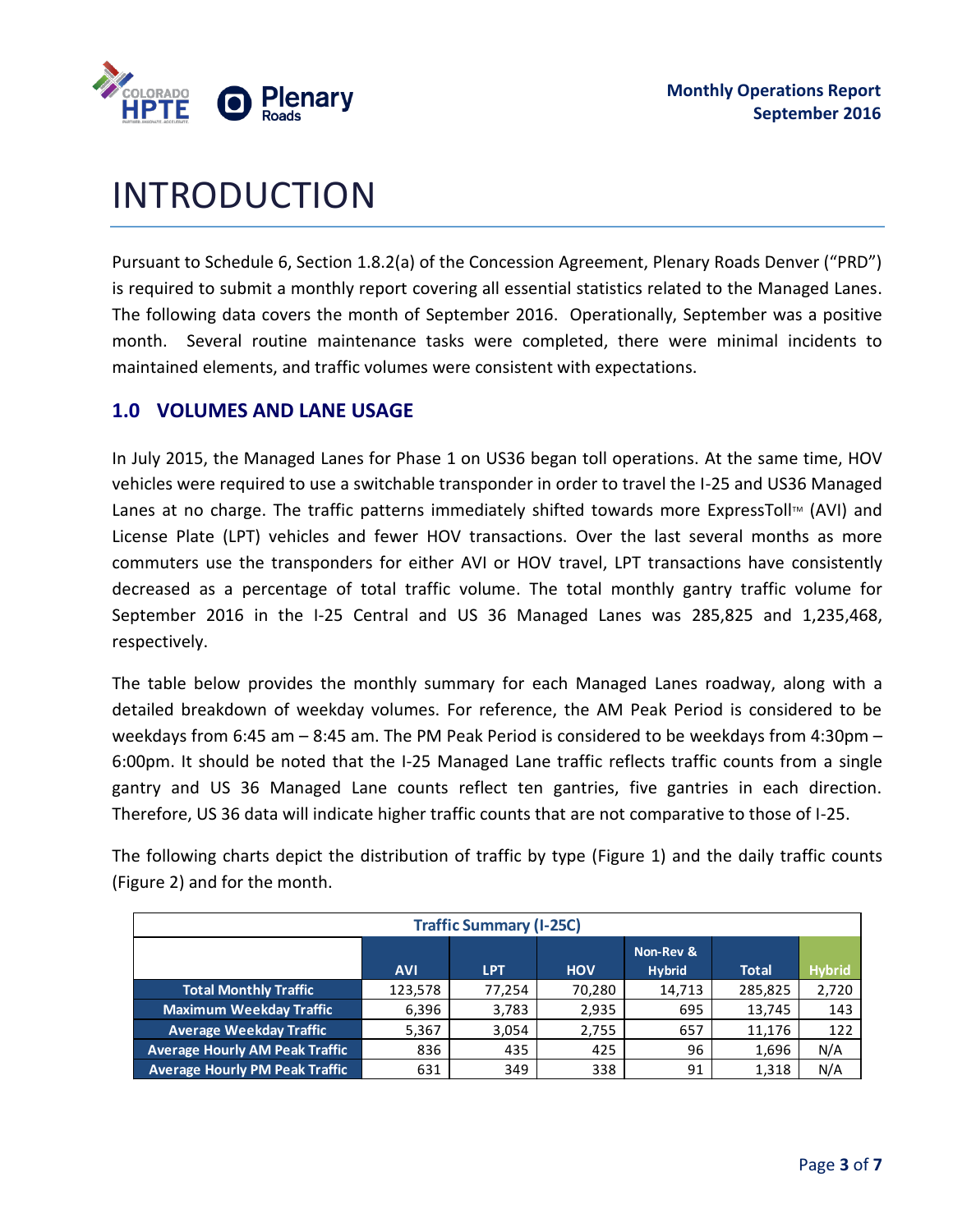# INTRODUCTION

Pursuant to Schedule 6, Section 1.8.2(a) of the Concession Agreement, Plenary Roads Denver ("PRD") is required to submit a monthly report covering all essential statistics related to the Managed Lanes. The following data covers the month of September 2016. Operationally, September was a positive month. Several routine maintenance tasks were completed, there were minimal incidents to maintained elements, and traffic volumes were consistent with expectations.

## 1.0 VOLUMES AND LANE USAGE

In July 2015, the Managed Lanes for Phase 1 on US36 began toll operations. At the same time, HOV vehicles were required to use a switchable transponder in order to travel the I-25 and US36 Managed Lanes at no charge. The traffic patterns immediately shifted towards more ExpressToll™ (AVI) and License Plate (LPT) vehicles and fewer HOV transactions. Over the last several months as more commuters use the transponders for either AVI or HOV travel, LPT transactions have consistently decreased as a percentage of total traffic volume. The total monthly gantry traffic volume for September 2016 in the I-25 Central and US 36 Managed Lanes was 285,825 and 1,235,468, respectively.

The table below provides the monthly summary for each Managed Lanes roadway, along with a detailed breakdown of weekday volumes. For reference, the AM Peak Period is considered to be weekdays from 6:45 am – 8:45 am. The PM Peak Period is considered to be weekdays from 4:30pm – 6:00pm. It should be noted that the I-25 Managed Lane traffic reflects traffic counts from a single gantry and US 36 Managed Lane counts reflect ten gantries, five gantries in each direction. Therefore, US 36 data will indicate higher traffic counts that are not comparative to those of I-25.

The following charts depict the distribution of traffic by type (Figure 1) and the daily traffic counts (Figure 2) and for the month.

| Traffic Summary (I-25C) | AVI | LPT | HOV | Non-Rev & Hybrid | Total | Hybrid |
|---|---|---|---|---|---|---|
| Total Monthly Traffic | 123,578 | 77,254 | 70,280 | 14,713 | 285,825 | 2,720 |
| Maximum Weekday Traffic | 6,396 | 3,783 | 2,935 | 695 | 13,745 | 143 |
| Average Weekday Traffic | 5,367 | 3,054 | 2,755 | 657 | 11,176 | 122 |
| Average Hourly AM Peak Traffic | 836 | 435 | 425 | 96 | 1,696 | N/A |
| Average Hourly PM Peak Traffic | 631 | 349 | 338 | 91 | 1,318 | N/A |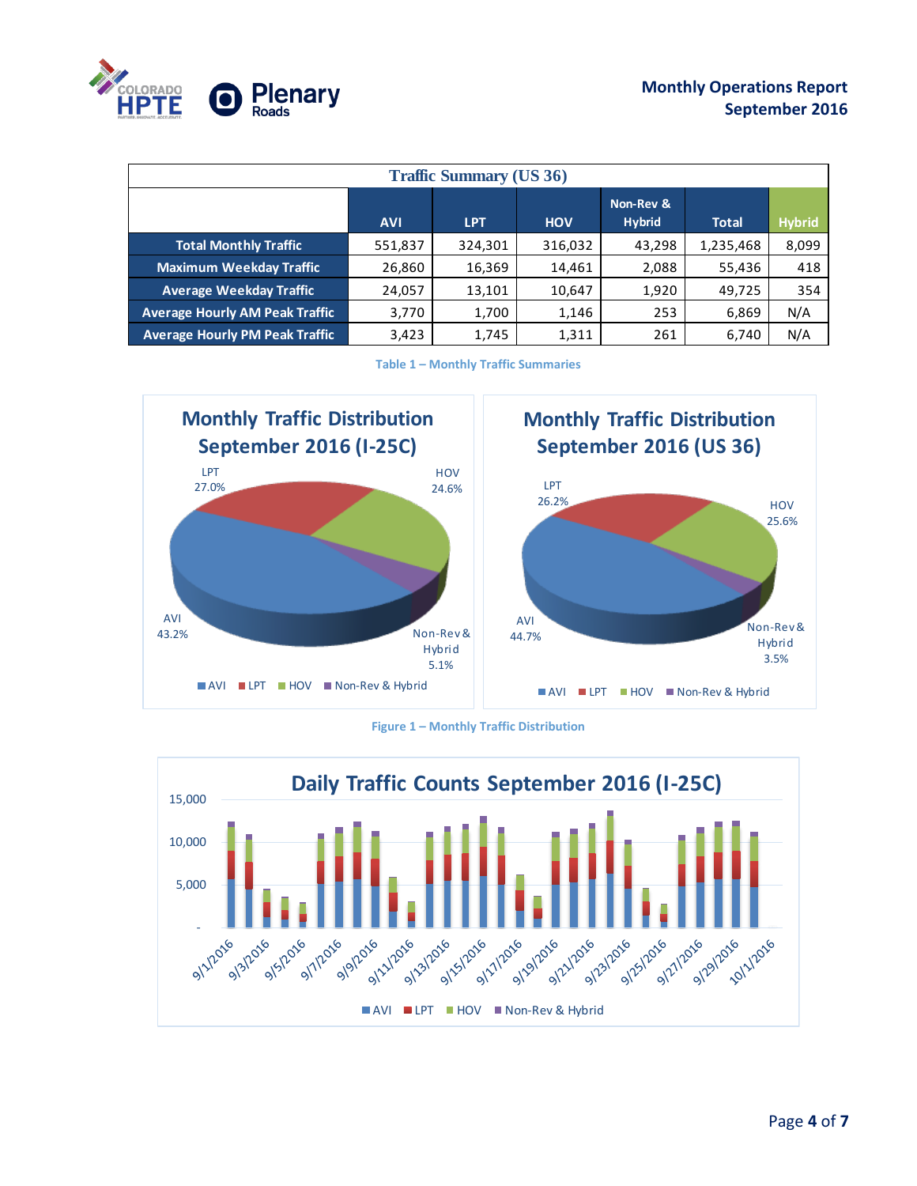| Traffic Summary (US 36) | | | | | | |
|---|---|---|---|---|---|---|
| | AVI | LPT | HOV | Non-Rev & Hybrid | Total | Hybrid |
| Total Monthly Traffic | 551,837 | 324,301 | 316,032 | 43,298 | 1,235,468 | 8,099 |
| Maximum Weekday Traffic | 26,860 | 16,369 | 14,461 | 2,088 | 55,436 | 418 |
| Average Weekday Traffic | 24,057 | 13,101 | 10,647 | 1,920 | 49,725 | 354 |
| Average Hourly AM Peak Traffic | 3,770 | 1,700 | 1,146 | 253 | 6,869 | N/A |
| Average Hourly PM Peak Traffic | 3,423 | 1,745 | 1,311 | 261 | 6,740 | N/A |

Table 1 – Monthly Traffic Summaries

**Monthly Traffic Distribution September 2016 (I-25C)**

| Category | Share |
|---|---|
| AVI | 43.2% |
| LPT | 27.0% |
| HOV | 24.6% |
| Non-Rev & Hybrid | 5.1% |

**Monthly Traffic Distribution September 2016 (US 36)**

| Category | Share |
|---|---|
| AVI | 44.7% |
| LPT | 26.2% |
| HOV | 25.6% |
| Non-Rev & Hybrid | 3.5% |

Figure 1 – Monthly Traffic Distribution

**Daily Traffic Counts September 2016 (I-25C)**

Stacked bar chart of daily traffic counts (AVI, LPT, HOV, Non-Rev & Hybrid) from 9/1/2016 to 10/1/2016; y-axis from 0 to 15,000.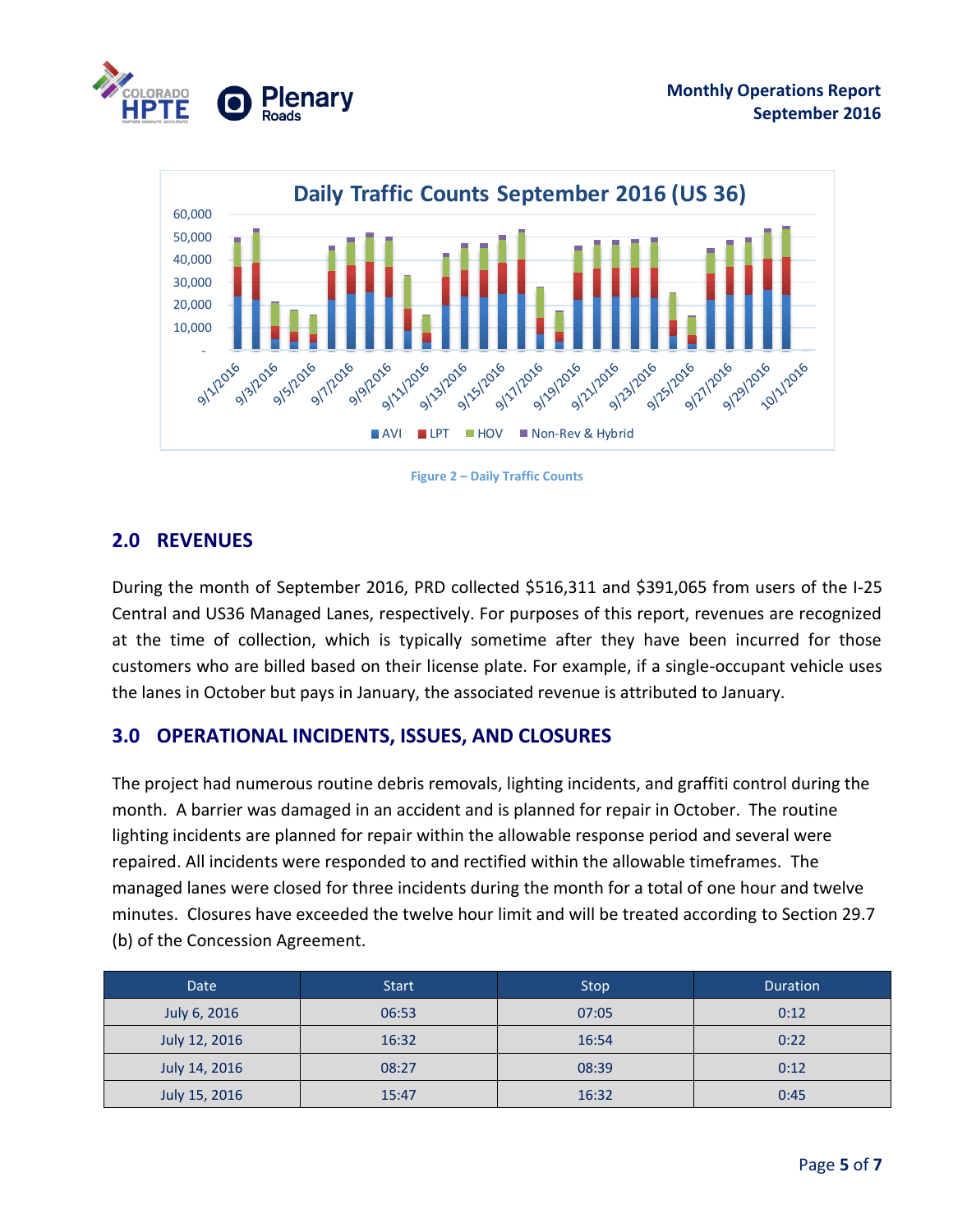Figure 2 – Daily Traffic Counts

## 2.0 REVENUES

During the month of September 2016, PRD collected $516,311 and $391,065 from users of the I-25 Central and US36 Managed Lanes, respectively. For purposes of this report, revenues are recognized at the time of collection, which is typically sometime after they have been incurred for those customers who are billed based on their license plate. For example, if a single-occupant vehicle uses the lanes in October but pays in January, the associated revenue is attributed to January.

## 3.0 OPERATIONAL INCIDENTS, ISSUES, AND CLOSURES

The project had numerous routine debris removals, lighting incidents, and graffiti control during the month. A barrier was damaged in an accident and is planned for repair in October. The routine lighting incidents are planned for repair within the allowable response period and several were repaired. All incidents were responded to and rectified within the allowable timeframes. The managed lanes were closed for three incidents during the month for a total of one hour and twelve minutes. Closures have exceeded the twelve hour limit and will be treated according to Section 29.7 (b) of the Concession Agreement.

| Date | Start | Stop | Duration |
|---|---|---|---|
| July 6, 2016 | 06:53 | 07:05 | 0:12 |
| July 12, 2016 | 16:32 | 16:54 | 0:22 |
| July 14, 2016 | 08:27 | 08:39 | 0:12 |
| July 15, 2016 | 15:47 | 16:32 | 0:45 |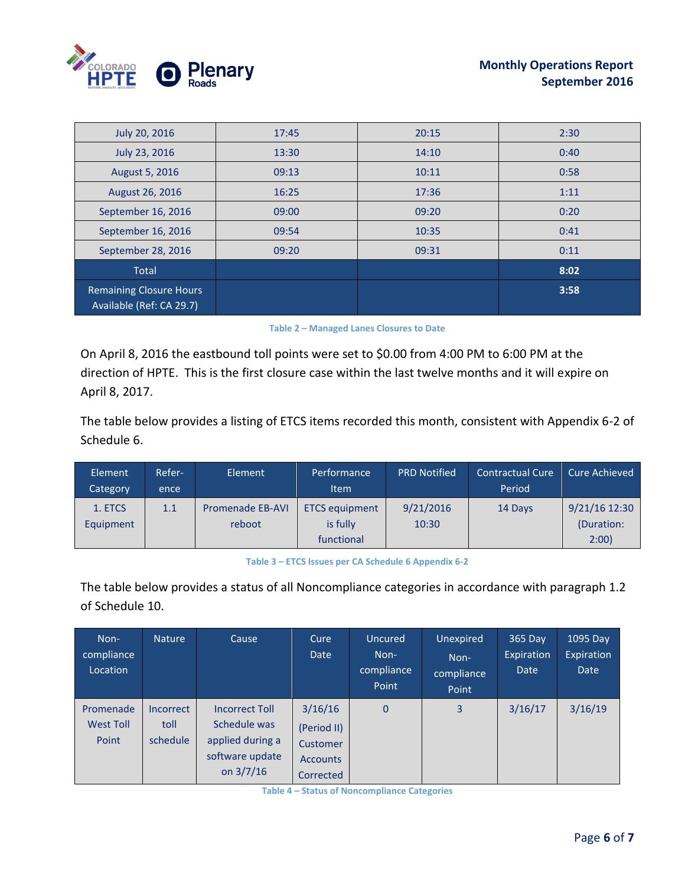| July 20, 2016 | 17:45 | 20:15 | 2:30 |
|---|---|---|---|
| July 23, 2016 | 13:30 | 14:10 | 0:40 |
| August 5, 2016 | 09:13 | 10:11 | 0:58 |
| August 26, 2016 | 16:25 | 17:36 | 1:11 |
| September 16, 2016 | 09:00 | 09:20 | 0:20 |
| September 16, 2016 | 09:54 | 10:35 | 0:41 |
| September 28, 2016 | 09:20 | 09:31 | 0:11 |
| **Total** | | | **8:02** |
| **Remaining Closure Hours Available (Ref: CA 29.7)** | | | **3:58** |

Table 2 – Managed Lanes Closures to Date

On April 8, 2016 the eastbound toll points were set to $0.00 from 4:00 PM to 6:00 PM at the direction of HPTE. This is the first closure case within the last twelve months and it will expire on April 8, 2017.

The table below provides a listing of ETCS items recorded this month, consistent with Appendix 6-2 of Schedule 6.

| Element Category | Refer-ence | Element | Performance Item | PRD Notified | Contractual Cure Period | Cure Achieved |
|---|---|---|---|---|---|---|
| 1. ETCS Equipment | 1.1 | Promenade EB-AVI reboot | ETCS equipment is fully functional | 9/21/2016 10:30 | 14 Days | 9/21/16 12:30 (Duration: 2:00) |

Table 3 – ETCS Issues per CA Schedule 6 Appendix 6-2

The table below provides a status of all Noncompliance categories in accordance with paragraph 1.2 of Schedule 10.

| Non-compliance Location | Nature | Cause | Cure Date | Uncured Non-compliance Point | Unexpired Non-compliance Point | 365 Day Expiration Date | 1095 Day Expiration Date |
|---|---|---|---|---|---|---|---|
| Promenade West Toll Point | Incorrect toll schedule | Incorrect Toll Schedule was applied during a software update on 3/7/16 | 3/16/16 (Period II) Customer Accounts Corrected | 0 | 3 | 3/16/17 | 3/16/19 |

Table 4 – Status of Noncompliance Categories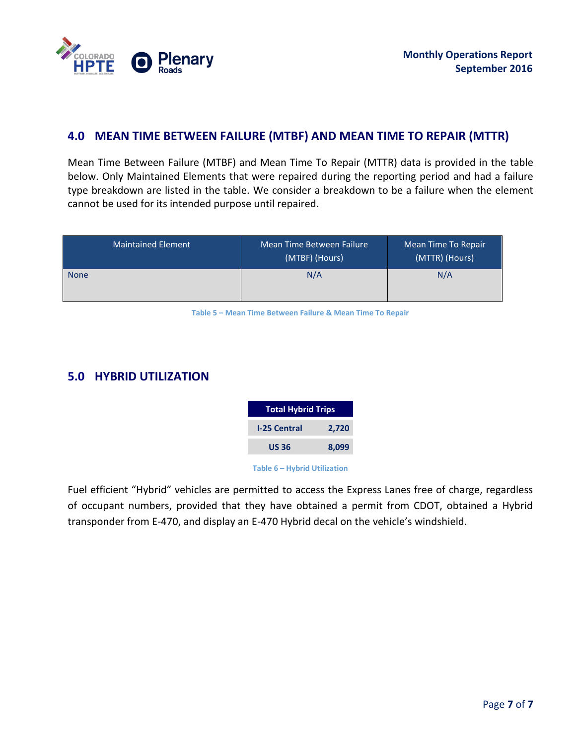## 4.0 MEAN TIME BETWEEN FAILURE (MTBF) AND MEAN TIME TO REPAIR (MTTR)

Mean Time Between Failure (MTBF) and Mean Time To Repair (MTTR) data is provided in the table below. Only Maintained Elements that were repaired during the reporting period and had a failure type breakdown are listed in the table. We consider a breakdown to be a failure when the element cannot be used for its intended purpose until repaired.

| Maintained Element | Mean Time Between Failure (MTBF) (Hours) | Mean Time To Repair (MTTR) (Hours) |
|---|---|---|
| None | N/A | N/A |

Table 5 – Mean Time Between Failure & Mean Time To Repair

## 5.0 HYBRID UTILIZATION

| Total Hybrid Trips | |
|---|---|
| I-25 Central | 2,720 |
| US 36 | 8,099 |

Table 6 – Hybrid Utilization

Fuel efficient "Hybrid" vehicles are permitted to access the Express Lanes free of charge, regardless of occupant numbers, provided that they have obtained a permit from CDOT, obtained a Hybrid transponder from E-470, and display an E-470 Hybrid decal on the vehicle's windshield.